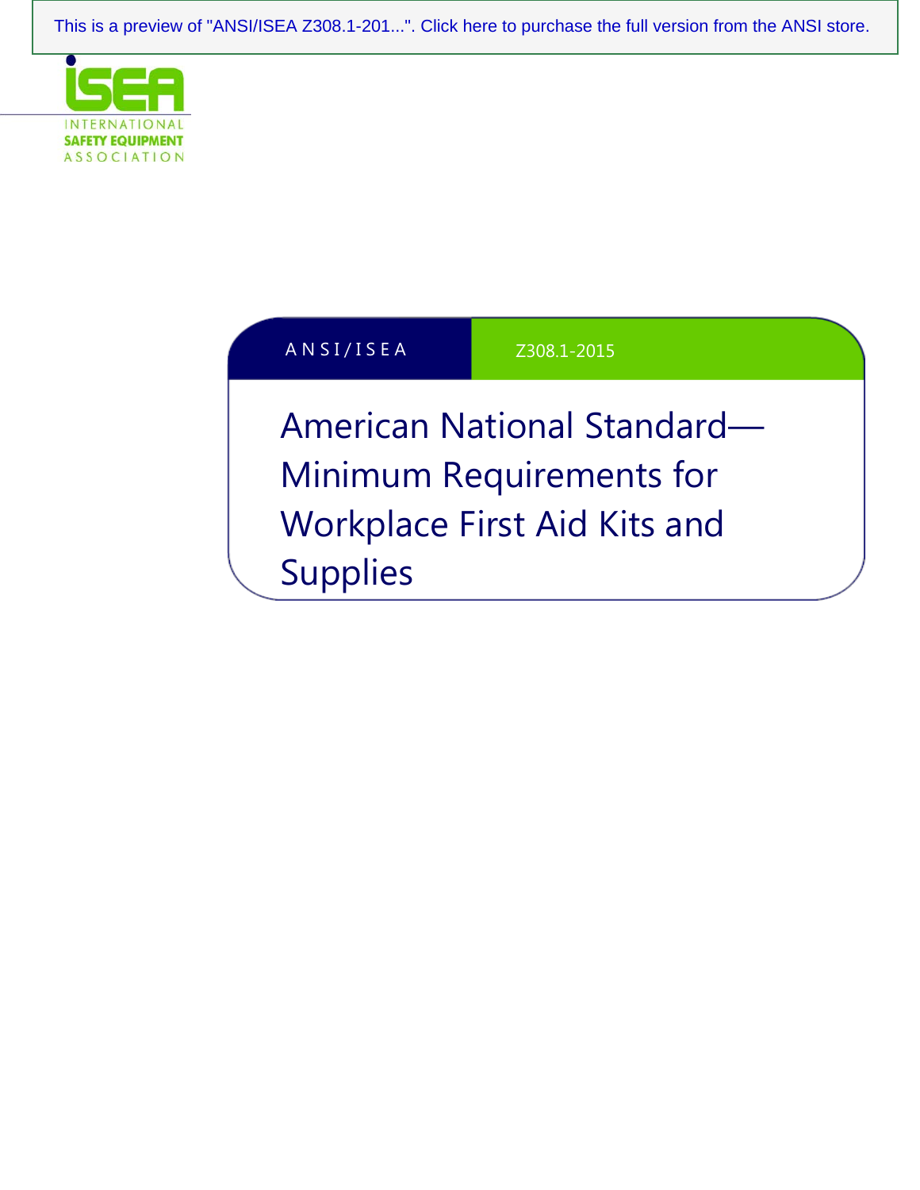This is a preview of "ANSI/ISEA Z308.1-201...". Click here to purchase the full version from the ANSI store.

INTERNATIONAL
**SAFETY EQUIPMENT**
ASSOCIATION

ANSI/ISEA Z308.1-2015

# American National Standard— Minimum Requirements for Workplace First Aid Kits and Supplies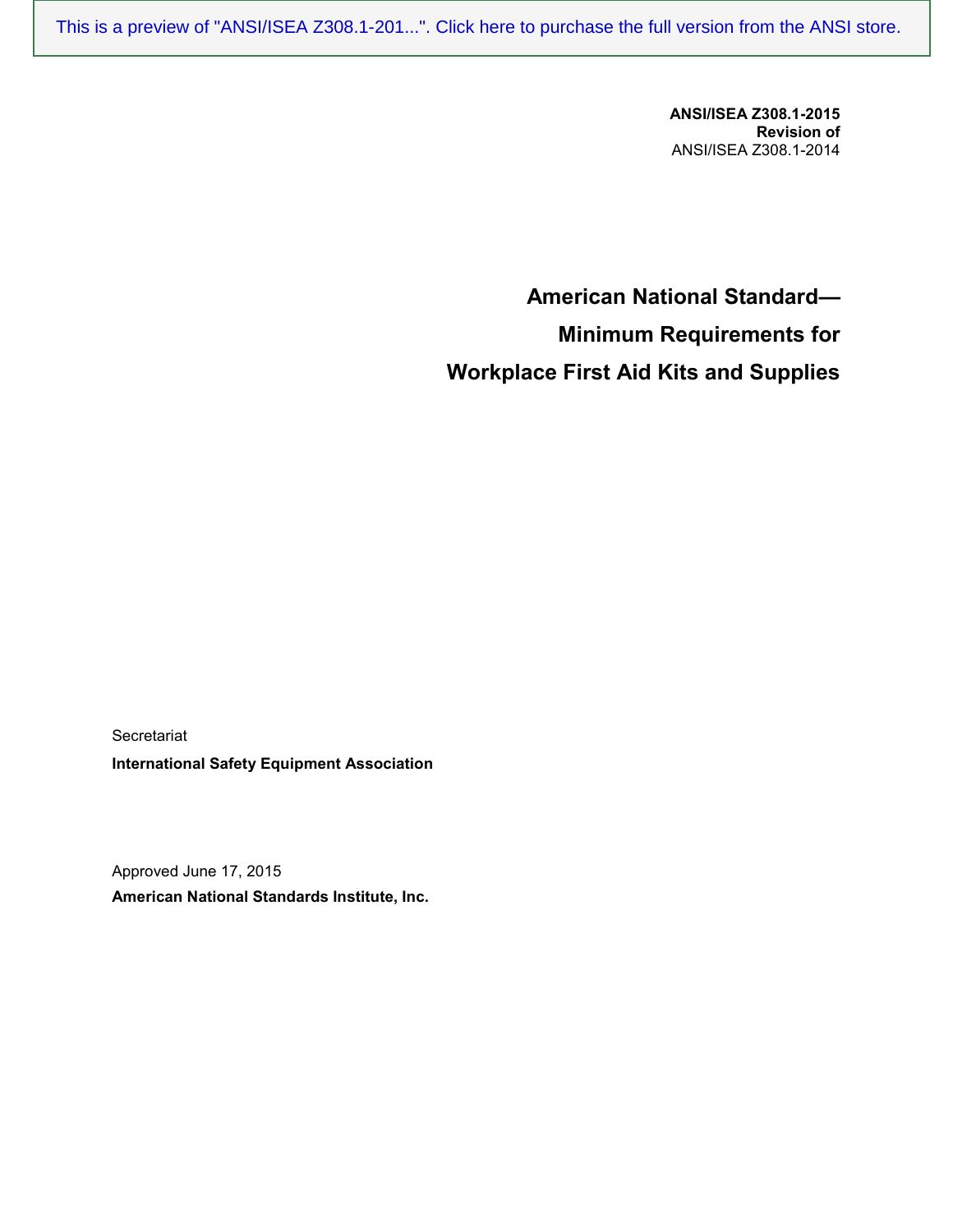This is a preview of "ANSI/ISEA Z308.1-201...". Click here to purchase the full version from the ANSI store.

**ANSI/ISEA Z308.1-2015**
**Revision of**
ANSI/ISEA Z308.1-2014

# American National Standard—
# Minimum Requirements for
# Workplace First Aid Kits and Supplies

Secretariat

**International Safety Equipment Association**

Approved June 17, 2015

**American National Standards Institute, Inc.**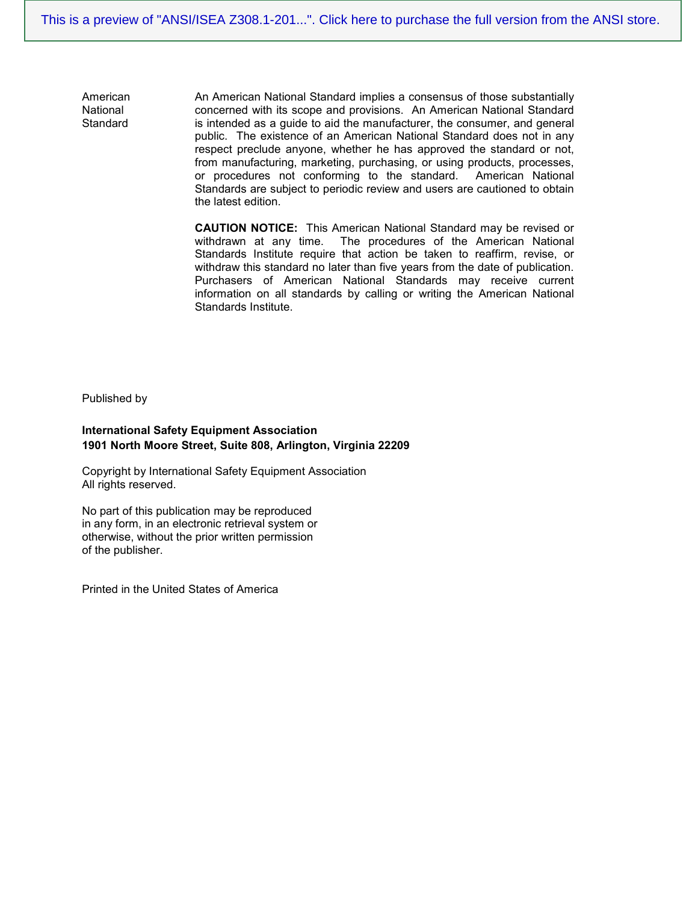American National Standard

An American National Standard implies a consensus of those substantially concerned with its scope and provisions. An American National Standard is intended as a guide to aid the manufacturer, the consumer, and general public. The existence of an American National Standard does not in any respect preclude anyone, whether he has approved the standard or not, from manufacturing, marketing, purchasing, or using products, processes, or procedures not conforming to the standard. American National Standards are subject to periodic review and users are cautioned to obtain the latest edition.

**CAUTION NOTICE:** This American National Standard may be revised or withdrawn at any time. The procedures of the American National Standards Institute require that action be taken to reaffirm, revise, or withdraw this standard no later than five years from the date of publication. Purchasers of American National Standards may receive current information on all standards by calling or writing the American National Standards Institute.

Published by

**International Safety Equipment Association**
**1901 North Moore Street, Suite 808, Arlington, Virginia 22209**

Copyright by International Safety Equipment Association
All rights reserved.

No part of this publication may be reproduced in any form, in an electronic retrieval system or otherwise, without the prior written permission of the publisher.

Printed in the United States of America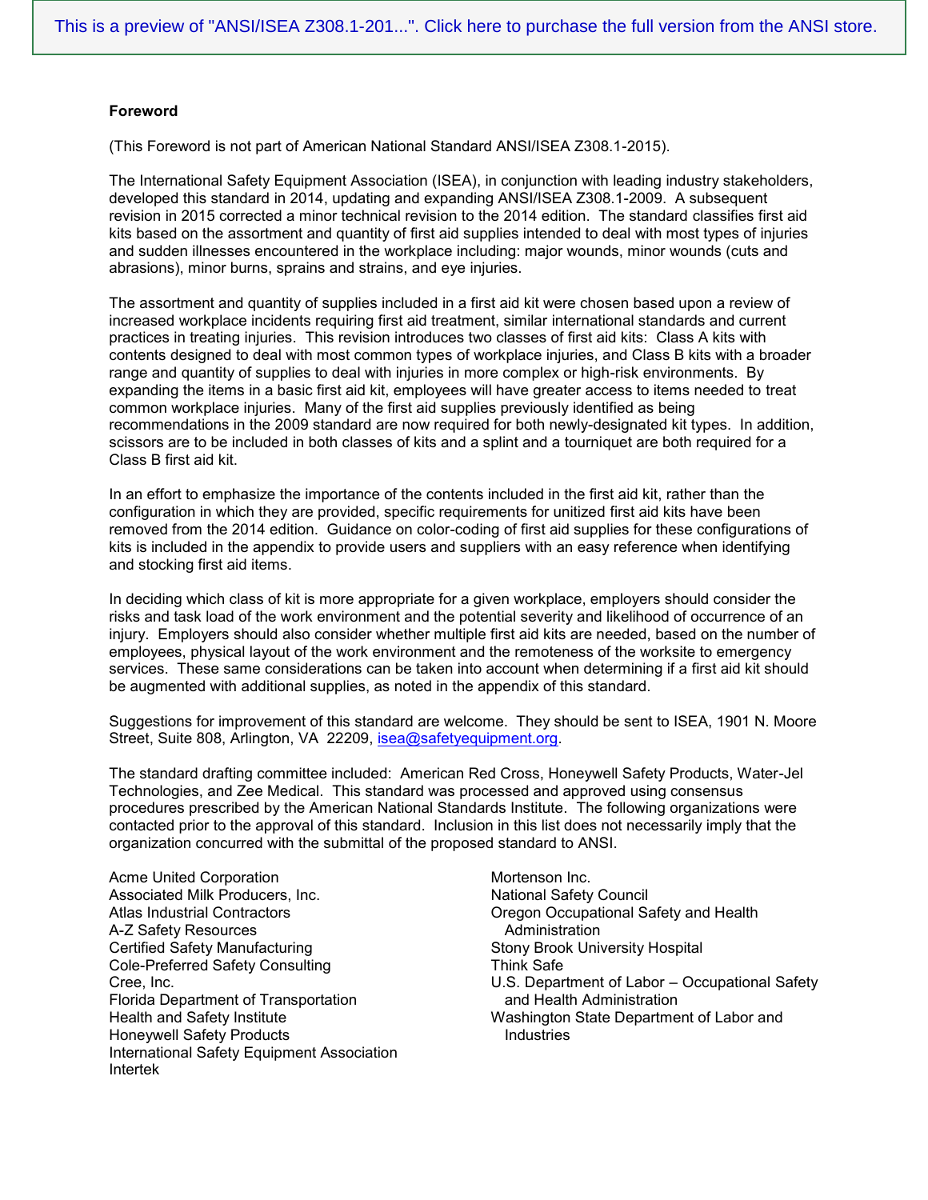**Foreword**

(This Foreword is not part of American National Standard ANSI/ISEA Z308.1-2015).

The International Safety Equipment Association (ISEA), in conjunction with leading industry stakeholders, developed this standard in 2014, updating and expanding ANSI/ISEA Z308.1-2009. A subsequent revision in 2015 corrected a minor technical revision to the 2014 edition. The standard classifies first aid kits based on the assortment and quantity of first aid supplies intended to deal with most types of injuries and sudden illnesses encountered in the workplace including: major wounds, minor wounds (cuts and abrasions), minor burns, sprains and strains, and eye injuries.

The assortment and quantity of supplies included in a first aid kit were chosen based upon a review of increased workplace incidents requiring first aid treatment, similar international standards and current practices in treating injuries. This revision introduces two classes of first aid kits: Class A kits with contents designed to deal with most common types of workplace injuries, and Class B kits with a broader range and quantity of supplies to deal with injuries in more complex or high-risk environments. By expanding the items in a basic first aid kit, employees will have greater access to items needed to treat common workplace injuries. Many of the first aid supplies previously identified as being recommendations in the 2009 standard are now required for both newly-designated kit types. In addition, scissors are to be included in both classes of kits and a splint and a tourniquet are both required for a Class B first aid kit.

In an effort to emphasize the importance of the contents included in the first aid kit, rather than the configuration in which they are provided, specific requirements for unitized first aid kits have been removed from the 2014 edition. Guidance on color-coding of first aid supplies for these configurations of kits is included in the appendix to provide users and suppliers with an easy reference when identifying and stocking first aid items.

In deciding which class of kit is more appropriate for a given workplace, employers should consider the risks and task load of the work environment and the potential severity and likelihood of occurrence of an injury. Employers should also consider whether multiple first aid kits are needed, based on the number of employees, physical layout of the work environment and the remoteness of the worksite to emergency services. These same considerations can be taken into account when determining if a first aid kit should be augmented with additional supplies, as noted in the appendix of this standard.

Suggestions for improvement of this standard are welcome. They should be sent to ISEA, 1901 N. Moore Street, Suite 808, Arlington, VA 22209, isea@safetyequipment.org.

The standard drafting committee included: American Red Cross, Honeywell Safety Products, Water-Jel Technologies, and Zee Medical. This standard was processed and approved using consensus procedures prescribed by the American National Standards Institute. The following organizations were contacted prior to the approval of this standard. Inclusion in this list does not necessarily imply that the organization concurred with the submittal of the proposed standard to ANSI.

Acme United Corporation
Associated Milk Producers, Inc.
Atlas Industrial Contractors
A-Z Safety Resources
Certified Safety Manufacturing
Cole-Preferred Safety Consulting
Cree, Inc.
Florida Department of Transportation
Health and Safety Institute
Honeywell Safety Products
International Safety Equipment Association
Intertek
Mortenson Inc.
National Safety Council
Oregon Occupational Safety and Health Administration
Stony Brook University Hospital
Think Safe
U.S. Department of Labor – Occupational Safety and Health Administration
Washington State Department of Labor and Industries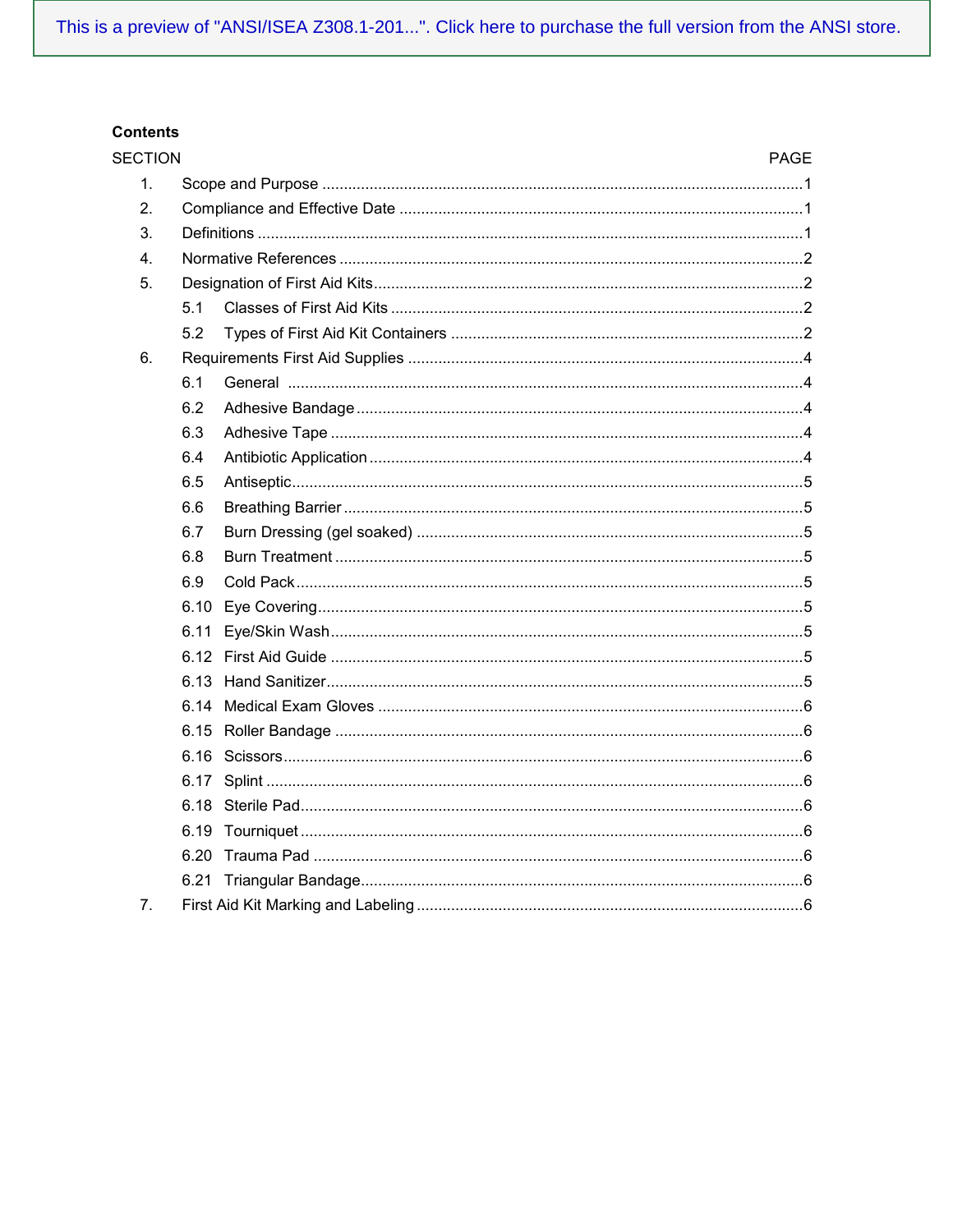**Contents**

SECTION PAGE

1. Scope and Purpose ....1
2. Compliance and Effective Date ....1
3. Definitions ....1
4. Normative References ....2
5. Designation of First Aid Kits ....2
   - 5.1 Classes of First Aid Kits ....2
   - 5.2 Types of First Aid Kit Containers ....2
6. Requirements First Aid Supplies ....4
   - 6.1 General ....4
   - 6.2 Adhesive Bandage ....4
   - 6.3 Adhesive Tape ....4
   - 6.4 Antibiotic Application ....4
   - 6.5 Antiseptic ....5
   - 6.6 Breathing Barrier ....5
   - 6.7 Burn Dressing (gel soaked) ....5
   - 6.8 Burn Treatment ....5
   - 6.9 Cold Pack ....5
   - 6.10 Eye Covering ....5
   - 6.11 Eye/Skin Wash ....5
   - 6.12 First Aid Guide ....5
   - 6.13 Hand Sanitizer ....5
   - 6.14 Medical Exam Gloves ....6
   - 6.15 Roller Bandage ....6
   - 6.16 Scissors ....6
   - 6.17 Splint ....6
   - 6.18 Sterile Pad ....6
   - 6.19 Tourniquet ....6
   - 6.20 Trauma Pad ....6
   - 6.21 Triangular Bandage ....6
7. First Aid Kit Marking and Labeling ....6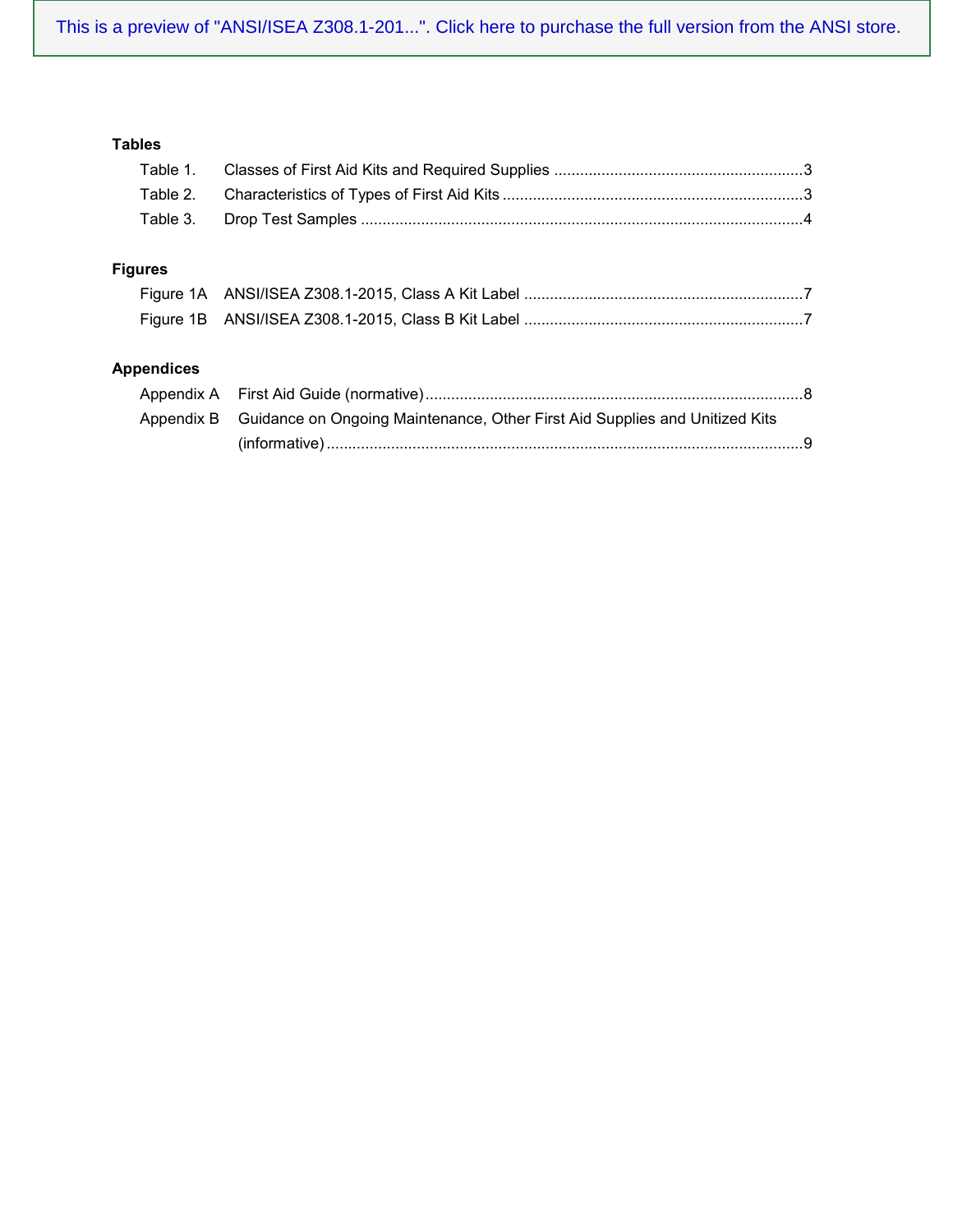**Tables**

Table 1. Classes of First Aid Kits and Required Supplies ..........................................................3

Table 2. Characteristics of Types of First Aid Kits ....................................................................3

Table 3. Drop Test Samples .....................................................................................................4

**Figures**

Figure 1A ANSI/ISEA Z308.1-2015, Class A Kit Label ................................................................7

Figure 1B ANSI/ISEA Z308.1-2015, Class B Kit Label ................................................................7

**Appendices**

Appendix A First Aid Guide (normative).......................................................................................8

Appendix B Guidance on Ongoing Maintenance, Other First Aid Supplies and Unitized Kits (informative)..............................................................................................................9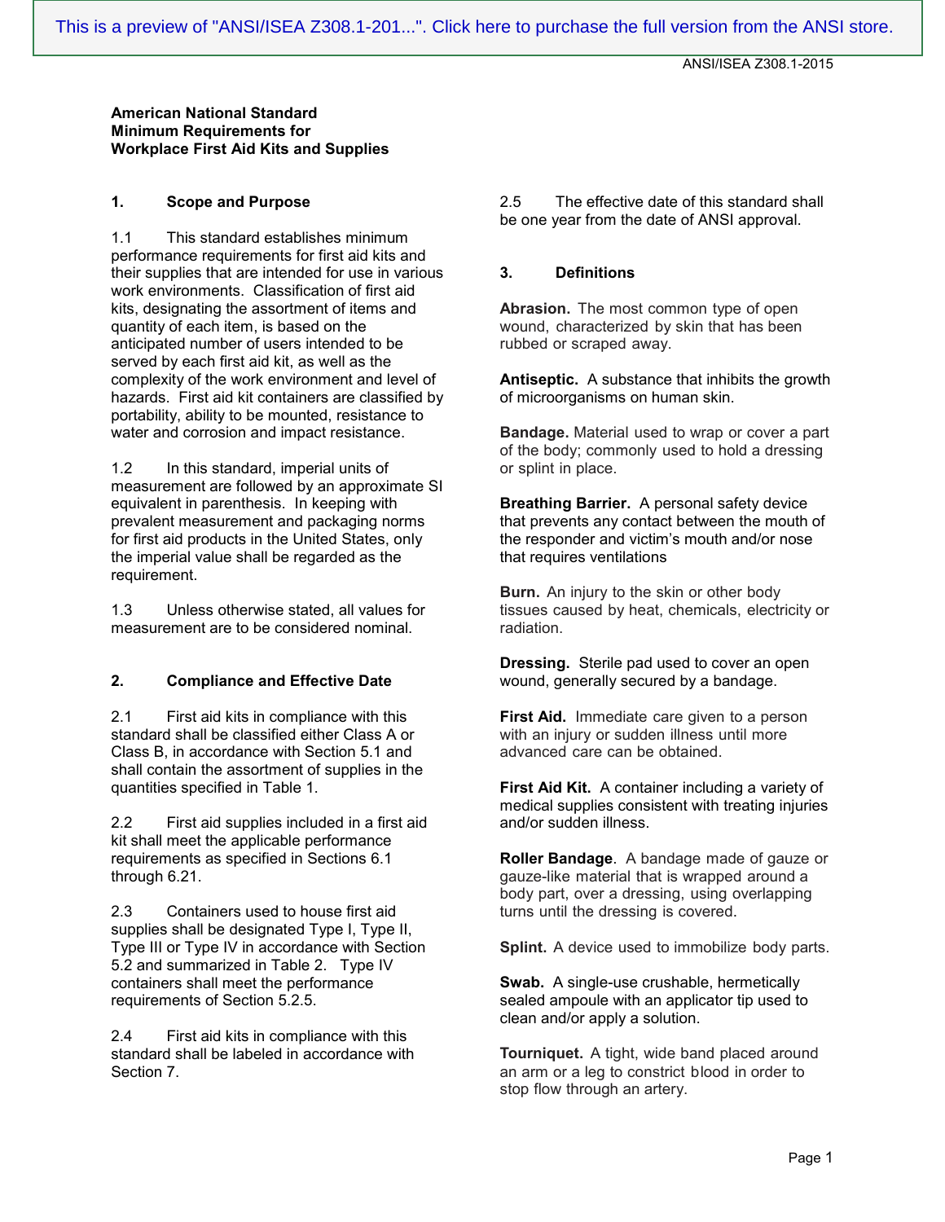ANSI/ISEA Z308.1-2015

**American National Standard**
**Minimum Requirements for**
**Workplace First Aid Kits and Supplies**

## 1. Scope and Purpose

1.1 This standard establishes minimum performance requirements for first aid kits and their supplies that are intended for use in various work environments. Classification of first aid kits, designating the assortment of items and quantity of each item, is based on the anticipated number of users intended to be served by each first aid kit, as well as the complexity of the work environment and level of hazards. First aid kit containers are classified by portability, ability to be mounted, resistance to water and corrosion and impact resistance.

1.2 In this standard, imperial units of measurement are followed by an approximate SI equivalent in parenthesis. In keeping with prevalent measurement and packaging norms for first aid products in the United States, only the imperial value shall be regarded as the requirement.

1.3 Unless otherwise stated, all values for measurement are to be considered nominal.

## 2. Compliance and Effective Date

2.1 First aid kits in compliance with this standard shall be classified either Class A or Class B, in accordance with Section 5.1 and shall contain the assortment of supplies in the quantities specified in Table 1.

2.2 First aid supplies included in a first aid kit shall meet the applicable performance requirements as specified in Sections 6.1 through 6.21.

2.3 Containers used to house first aid supplies shall be designated Type I, Type II, Type III or Type IV in accordance with Section 5.2 and summarized in Table 2. Type IV containers shall meet the performance requirements of Section 5.2.5.

2.4 First aid kits in compliance with this standard shall be labeled in accordance with Section 7.

2.5 The effective date of this standard shall be one year from the date of ANSI approval.

## 3. Definitions

**Abrasion.** The most common type of open wound, characterized by skin that has been rubbed or scraped away.

**Antiseptic.** A substance that inhibits the growth of microorganisms on human skin.

**Bandage.** Material used to wrap or cover a part of the body; commonly used to hold a dressing or splint in place.

**Breathing Barrier.** A personal safety device that prevents any contact between the mouth of the responder and victim's mouth and/or nose that requires ventilations

**Burn.** An injury to the skin or other body tissues caused by heat, chemicals, electricity or radiation.

**Dressing.** Sterile pad used to cover an open wound, generally secured by a bandage.

**First Aid.** Immediate care given to a person with an injury or sudden illness until more advanced care can be obtained.

**First Aid Kit.** A container including a variety of medical supplies consistent with treating injuries and/or sudden illness.

**Roller Bandage**. A bandage made of gauze or gauze-like material that is wrapped around a body part, over a dressing, using overlapping turns until the dressing is covered.

**Splint.** A device used to immobilize body parts.

**Swab.** A single-use crushable, hermetically sealed ampoule with an applicator tip used to clean and/or apply a solution.

**Tourniquet.** A tight, wide band placed around an arm or a leg to constrict blood in order to stop flow through an artery.